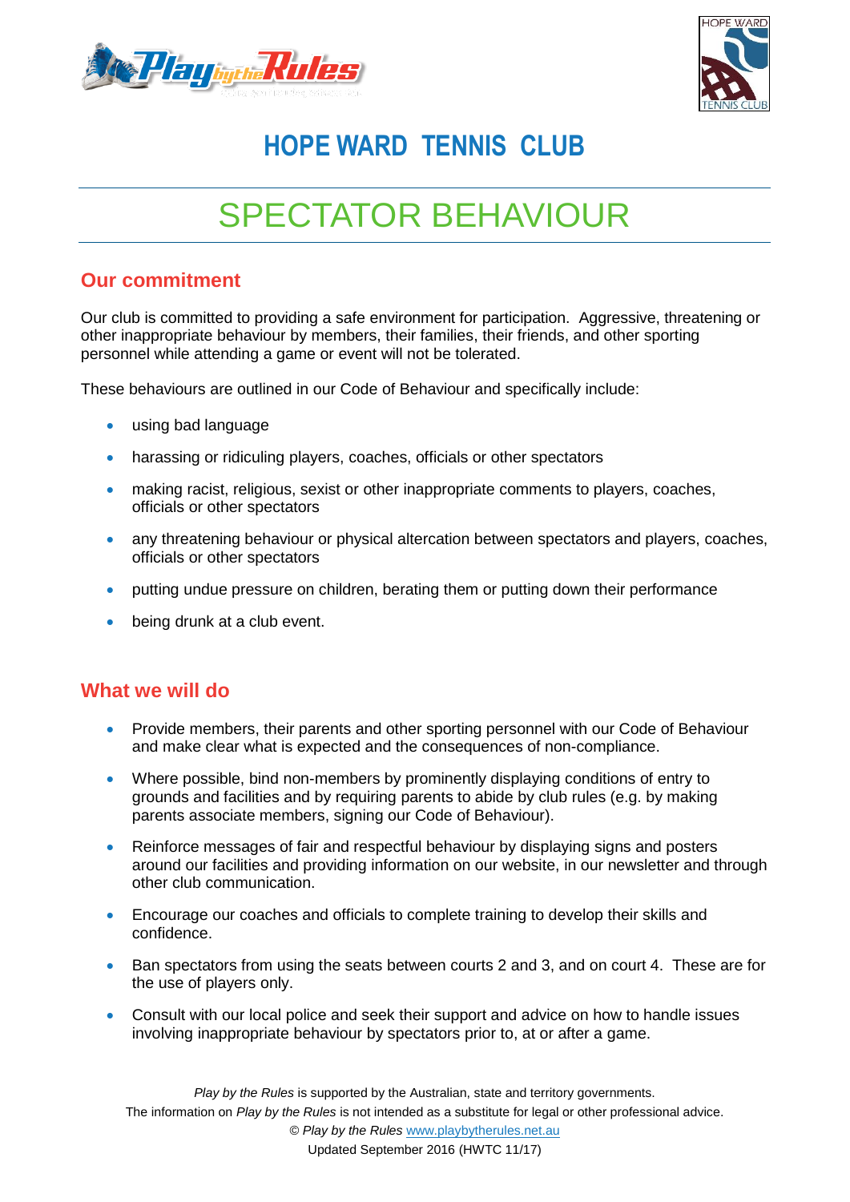# HOPE WARD TENNIS CLUB

# SPECTATOR BEHAVIOUR

## Our commitment

Our club is committed to providing a safe environment for participation. Aggressive, threatening or other inappropriate behaviour by members, their families, their friends, and other sporting personnel while attending a game or event will not be tolerated.

These behaviours are outlined in our Code of Behaviour and specifically include:

- using bad language
- harassing or ridiculing players, coaches, officials or other spectators
- making racist, religious, sexist or other inappropriate comments to players, coaches, officials or other spectators
- any threatening behaviour or physical altercation between spectators and players, coaches, officials or other spectators
- putting undue pressure on children, berating them or putting down their performance
- being drunk at a club event.

## What we will do

- Provide members, their parents and other sporting personnel with our Code of Behaviour and make clear what is expected and the consequences of non-compliance.
- Where possible, bind non-members by prominently displaying conditions of entry to grounds and facilities and by requiring parents to abide by club rules (e.g. by making parents associate members, signing our Code of Behaviour).
- Reinforce messages of fair and respectful behaviour by displaying signs and posters around our facilities and providing information on our website, in our newsletter and through other club communication.
- Encourage our coaches and officials to complete training to develop their skills and confidence.
- Ban spectators from using the seats between courts 2 and 3, and on court 4. These are for the use of players only.
- Consult with our local police and seek their support and advice on how to handle issues involving inappropriate behaviour by spectators prior to, at or after a game.

*Play by the Rules* is supported by the Australian, state and territory governments.
The information on *Play by the Rules* is not intended as a substitute for legal or other professional advice.
© *Play by the Rules* www.playbytherules.net.au
Updated September 2016 (HWTC 11/17)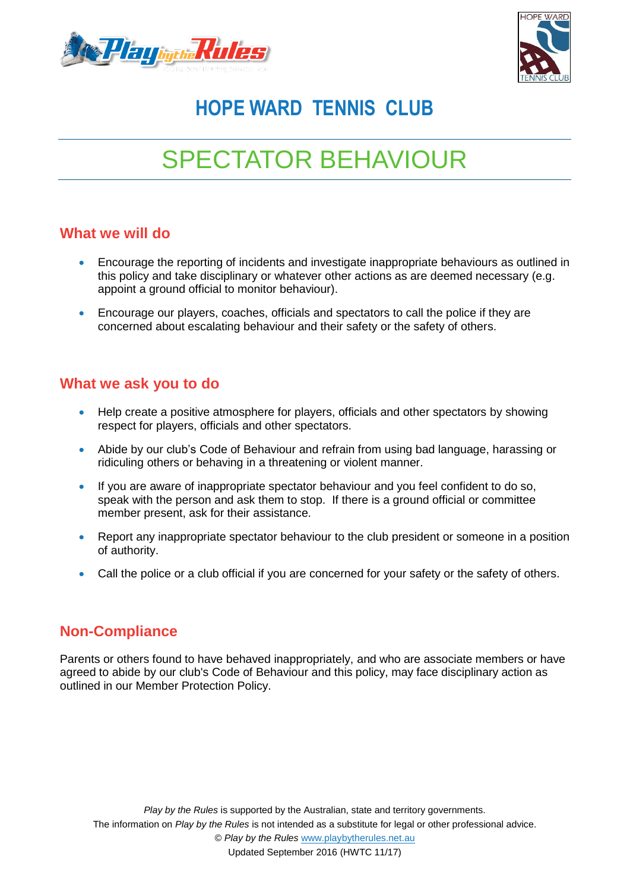# HOPE WARD TENNIS CLUB

# SPECTATOR BEHAVIOUR

## What we will do

- Encourage the reporting of incidents and investigate inappropriate behaviours as outlined in this policy and take disciplinary or whatever other actions as are deemed necessary (e.g. appoint a ground official to monitor behaviour).
- Encourage our players, coaches, officials and spectators to call the police if they are concerned about escalating behaviour and their safety or the safety of others.

## What we ask you to do

- Help create a positive atmosphere for players, officials and other spectators by showing respect for players, officials and other spectators.
- Abide by our club's Code of Behaviour and refrain from using bad language, harassing or ridiculing others or behaving in a threatening or violent manner.
- If you are aware of inappropriate spectator behaviour and you feel confident to do so, speak with the person and ask them to stop. If there is a ground official or committee member present, ask for their assistance.
- Report any inappropriate spectator behaviour to the club president or someone in a position of authority.
- Call the police or a club official if you are concerned for your safety or the safety of others.

## Non-Compliance

Parents or others found to have behaved inappropriately, and who are associate members or have agreed to abide by our club's Code of Behaviour and this policy, may face disciplinary action as outlined in our Member Protection Policy.

*Play by the Rules* is supported by the Australian, state and territory governments.
The information on *Play by the Rules* is not intended as a substitute for legal or other professional advice.
© *Play by the Rules* www.playbytherules.net.au
Updated September 2016 (HWTC 11/17)